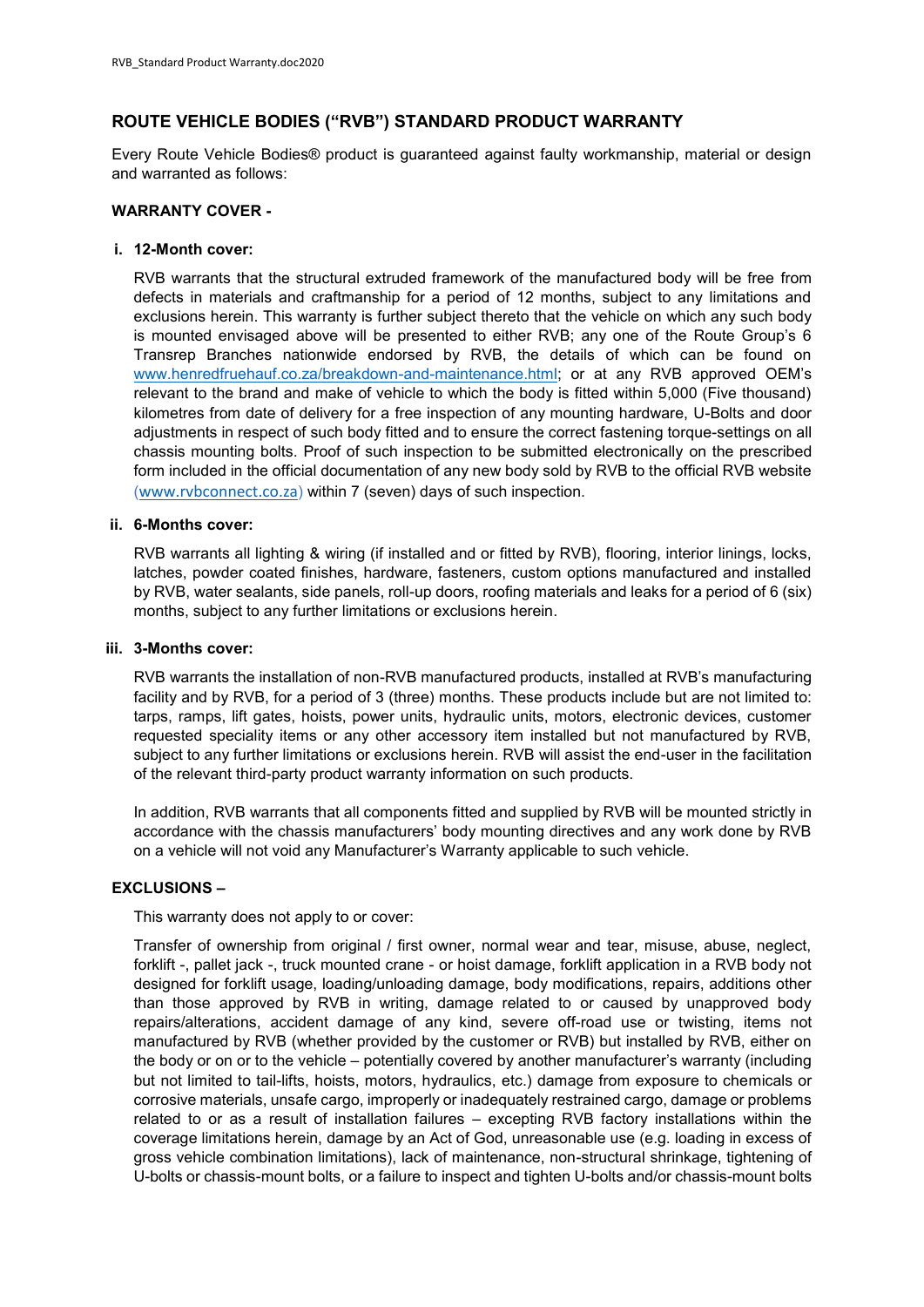# ROUTE VEHICLE BODIES ("RVB") STANDARD PRODUCT WARRANTY

Every Route Vehicle Bodies® product is guaranteed against faulty workmanship, material or design and warranted as follows:

## WARRANTY COVER -

### i. 12-Month cover:

RVB warrants that the structural extruded framework of the manufactured body will be free from defects in materials and craftmanship for a period of 12 months, subject to any limitations and exclusions herein. This warranty is further subject thereto that the vehicle on which any such body is mounted envisaged above will be presented to either RVB; any one of the Route Group's 6 Transrep Branches nationwide endorsed by RVB, the details of which can be found on www.henredfruehauf.co.za/breakdown-and-maintenance.html; or at any RVB approved OEM's relevant to the brand and make of vehicle to which the body is fitted within 5,000 (Five thousand) kilometres from date of delivery for a free inspection of any mounting hardware, U-Bolts and door adjustments in respect of such body fitted and to ensure the correct fastening torque-settings on all chassis mounting bolts. Proof of such inspection to be submitted electronically on the prescribed form included in the official documentation of any new body sold by RVB to the official RVB website (www.rvbconnect.co.za) within 7 (seven) days of such inspection.

### ii. 6-Months cover:

RVB warrants all lighting & wiring (if installed and or fitted by RVB), flooring, interior linings, locks, latches, powder coated finishes, hardware, fasteners, custom options manufactured and installed by RVB, water sealants, side panels, roll-up doors, roofing materials and leaks for a period of 6 (six) months, subject to any further limitations or exclusions herein.

### iii. 3-Months cover:

RVB warrants the installation of non-RVB manufactured products, installed at RVB's manufacturing facility and by RVB, for a period of 3 (three) months. These products include but are not limited to: tarps, ramps, lift gates, hoists, power units, hydraulic units, motors, electronic devices, customer requested speciality items or any other accessory item installed but not manufactured by RVB, subject to any further limitations or exclusions herein. RVB will assist the end-user in the facilitation of the relevant third-party product warranty information on such products.

In addition, RVB warrants that all components fitted and supplied by RVB will be mounted strictly in accordance with the chassis manufacturers' body mounting directives and any work done by RVB on a vehicle will not void any Manufacturer's Warranty applicable to such vehicle.

## EXCLUSIONS –

This warranty does not apply to or cover:

Transfer of ownership from original / first owner, normal wear and tear, misuse, abuse, neglect, forklift -, pallet jack -, truck mounted crane - or hoist damage, forklift application in a RVB body not designed for forklift usage, loading/unloading damage, body modifications, repairs, additions other than those approved by RVB in writing, damage related to or caused by unapproved body repairs/alterations, accident damage of any kind, severe off-road use or twisting, items not manufactured by RVB (whether provided by the customer or RVB) but installed by RVB, either on the body or on or to the vehicle – potentially covered by another manufacturer's warranty (including but not limited to tail-lifts, hoists, motors, hydraulics, etc.) damage from exposure to chemicals or corrosive materials, unsafe cargo, improperly or inadequately restrained cargo, damage or problems related to or as a result of installation failures – excepting RVB factory installations within the coverage limitations herein, damage by an Act of God, unreasonable use (e.g. loading in excess of gross vehicle combination limitations), lack of maintenance, non-structural shrinkage, tightening of U-bolts or chassis-mount bolts, or a failure to inspect and tighten U-bolts and/or chassis-mount bolts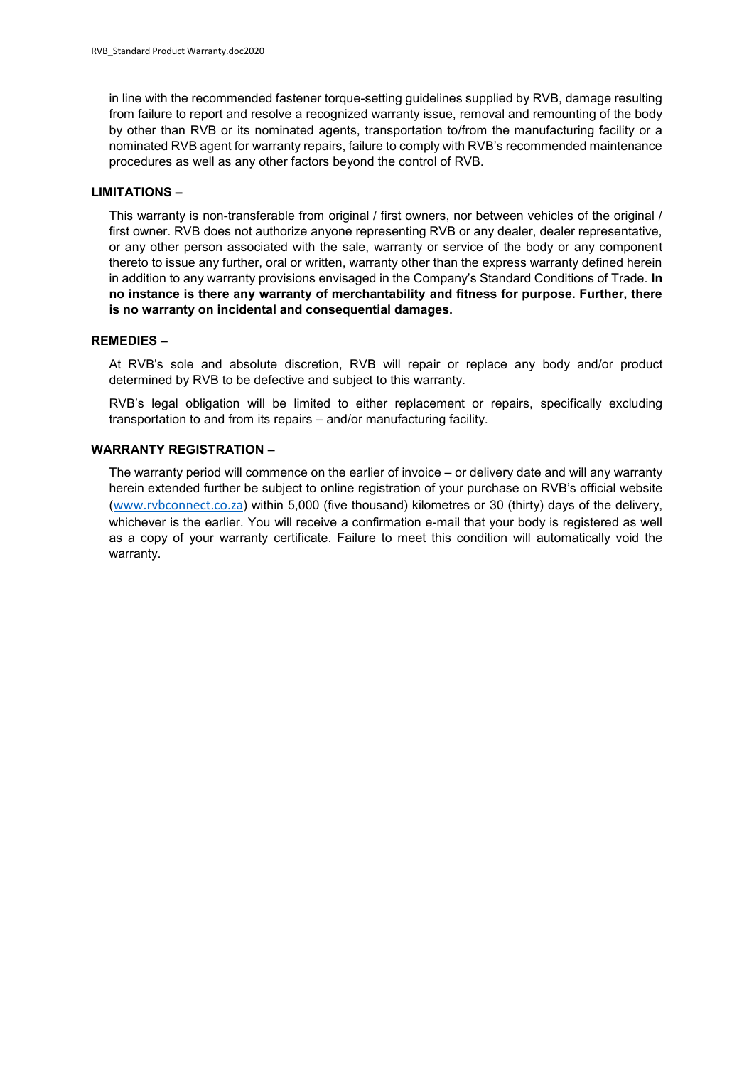in line with the recommended fastener torque-setting guidelines supplied by RVB, damage resulting from failure to report and resolve a recognized warranty issue, removal and remounting of the body by other than RVB or its nominated agents, transportation to/from the manufacturing facility or a nominated RVB agent for warranty repairs, failure to comply with RVB's recommended maintenance procedures as well as any other factors beyond the control of RVB.

**LIMITATIONS –**

This warranty is non-transferable from original / first owners, nor between vehicles of the original / first owner. RVB does not authorize anyone representing RVB or any dealer, dealer representative, or any other person associated with the sale, warranty or service of the body or any component thereto to issue any further, oral or written, warranty other than the express warranty defined herein in addition to any warranty provisions envisaged in the Company's Standard Conditions of Trade. **In no instance is there any warranty of merchantability and fitness for purpose. Further, there is no warranty on incidental and consequential damages.**

**REMEDIES –**

At RVB's sole and absolute discretion, RVB will repair or replace any body and/or product determined by RVB to be defective and subject to this warranty.

RVB's legal obligation will be limited to either replacement or repairs, specifically excluding transportation to and from its repairs – and/or manufacturing facility.

**WARRANTY REGISTRATION –**

The warranty period will commence on the earlier of invoice – or delivery date and will any warranty herein extended further be subject to online registration of your purchase on RVB's official website (www.rvbconnect.co.za) within 5,000 (five thousand) kilometres or 30 (thirty) days of the delivery, whichever is the earlier. You will receive a confirmation e-mail that your body is registered as well as a copy of your warranty certificate. Failure to meet this condition will automatically void the warranty.